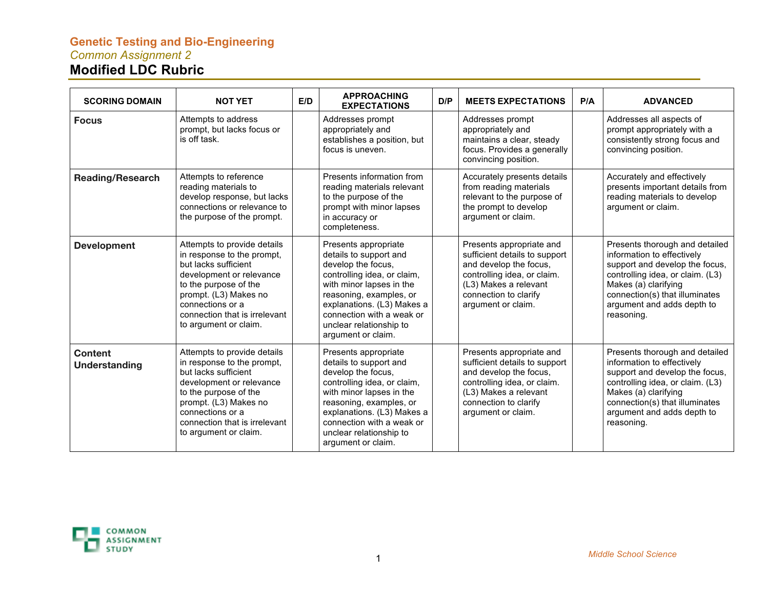# Genetic Testing and Bio-Engineering

*Common Assignment 2*

## Modified LDC Rubric

| SCORING DOMAIN | NOT YET | E/D | APPROACHING EXPECTATIONS | D/P | MEETS EXPECTATIONS | P/A | ADVANCED |
|---|---|---|---|---|---|---|---|
| **Focus** | Attempts to address prompt, but lacks focus or is off task. | | Addresses prompt appropriately and establishes a position, but focus is uneven. | | Addresses prompt appropriately and maintains a clear, steady focus. Provides a generally convincing position. | | Addresses all aspects of prompt appropriately with a consistently strong focus and convincing position. |
| **Reading/Research** | Attempts to reference reading materials to develop response, but lacks connections or relevance to the purpose of the prompt. | | Presents information from reading materials relevant to the purpose of the prompt with minor lapses in accuracy or completeness. | | Accurately presents details from reading materials relevant to the purpose of the prompt to develop argument or claim. | | Accurately and effectively presents important details from reading materials to develop argument or claim. |
| **Development** | Attempts to provide details in response to the prompt, but lacks sufficient development or relevance to the purpose of the prompt. (L3) Makes no connections or a connection that is irrelevant to argument or claim. | | Presents appropriate details to support and develop the focus, controlling idea, or claim, with minor lapses in the reasoning, examples, or explanations. (L3) Makes a connection with a weak or unclear relationship to argument or claim. | | Presents appropriate and sufficient details to support and develop the focus, controlling idea, or claim. (L3) Makes a relevant connection to clarify argument or claim. | | Presents thorough and detailed information to effectively support and develop the focus, controlling idea, or claim. (L3) Makes (a) clarifying connection(s) that illuminates argument and adds depth to reasoning. |
| **Content Understanding** | Attempts to provide details in response to the prompt, but lacks sufficient development or relevance to the purpose of the prompt. (L3) Makes no connections or a connection that is irrelevant to argument or claim. | | Presents appropriate details to support and develop the focus, controlling idea, or claim, with minor lapses in the reasoning, examples, or explanations. (L3) Makes a connection with a weak or unclear relationship to argument or claim. | | Presents appropriate and sufficient details to support and develop the focus, controlling idea, or claim. (L3) Makes a relevant connection to clarify argument or claim. | | Presents thorough and detailed information to effectively support and develop the focus, controlling idea, or claim. (L3) Makes (a) clarifying connection(s) that illuminates argument and adds depth to reasoning. |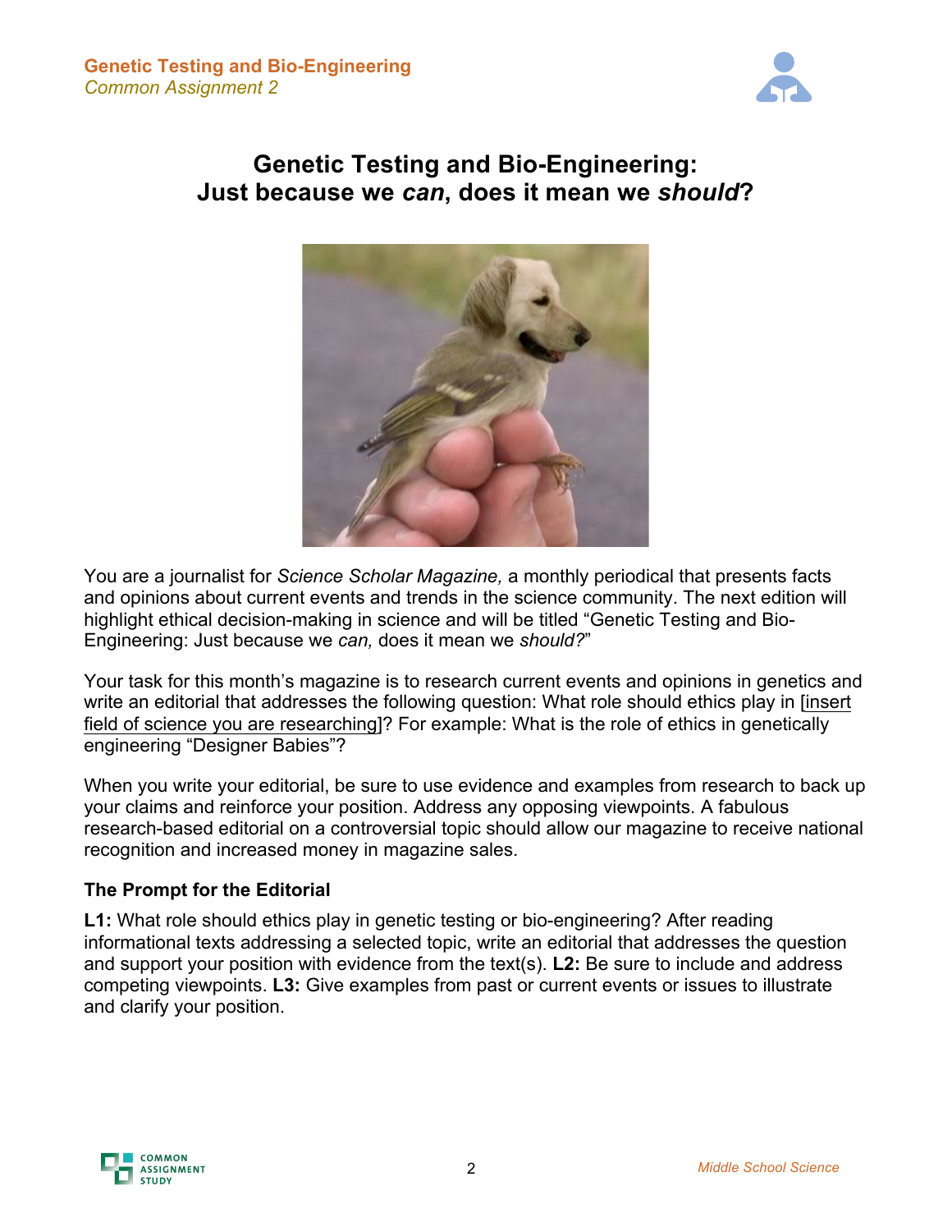# Genetic Testing and Bio-Engineering: Just because we *can*, does it mean we *should*?

You are a journalist for *Science Scholar Magazine,* a monthly periodical that presents facts and opinions about current events and trends in the science community. The next edition will highlight ethical decision-making in science and will be titled "Genetic Testing and Bio-Engineering: Just because we *can,* does it mean we *should?*"

Your task for this month's magazine is to research current events and opinions in genetics and write an editorial that addresses the following question: What role should ethics play in [insert field of science you are researching]? For example: What is the role of ethics in genetically engineering "Designer Babies"?

When you write your editorial, be sure to use evidence and examples from research to back up your claims and reinforce your position. Address any opposing viewpoints. A fabulous research-based editorial on a controversial topic should allow our magazine to receive national recognition and increased money in magazine sales.

### The Prompt for the Editorial

**L1:** What role should ethics play in genetic testing or bio-engineering? After reading informational texts addressing a selected topic, write an editorial that addresses the question and support your position with evidence from the text(s). **L2:** Be sure to include and address competing viewpoints. **L3:** Give examples from past or current events or issues to illustrate and clarify your position.